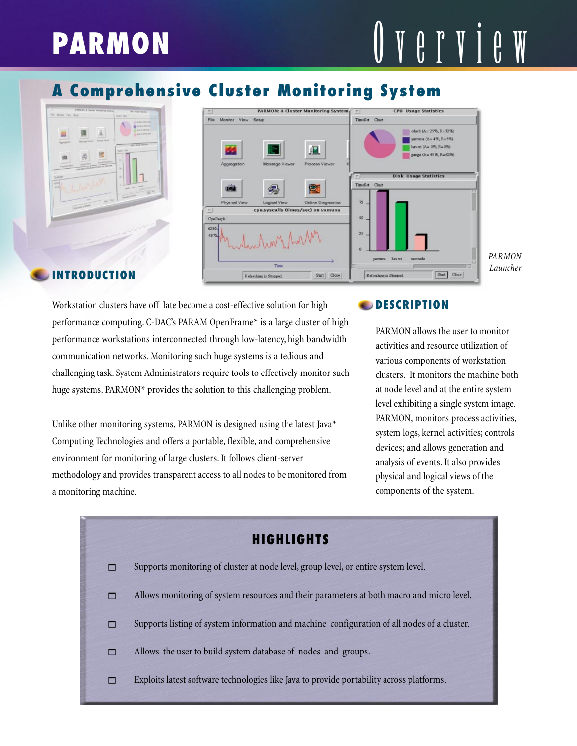# PARMON Overview

## A Comprehensive Cluster Monitoring System

*PARMON Launcher*

### INTRODUCTION

Workstation clusters have off late become a cost-effective solution for high performance computing. C-DAC's PARAM OpenFrame* is a large cluster of high performance workstations interconnected through low-latency, high bandwidth communication networks. Monitoring such huge systems is a tedious and challenging task. System Administrators require tools to effectively monitor such huge systems. PARMON* provides the solution to this challenging problem.

Unlike other monitoring systems, PARMON is designed using the latest Java* Computing Technologies and offers a portable, flexible, and comprehensive environment for monitoring of large clusters. It follows client-server methodology and provides transparent access to all nodes to be monitored from a monitoring machine.

### DESCRIPTION

PARMON allows the user to monitor activities and resource utilization of various components of workstation clusters. It monitors the machine both at node level and at the entire system level exhibiting a single system image. PARMON, monitors process activities, system logs, kernel activities; controls devices; and allows generation and analysis of events. It also provides physical and logical views of the components of the system.

### HIGHLIGHTS

- Supports monitoring of cluster at node level, group level, or entire system level.
- Allows monitoring of system resources and their parameters at both macro and micro level.
- Supports listing of system information and machine configuration of all nodes of a cluster.
- Allows the user to build system database of nodes and groups.
- Exploits latest software technologies like Java to provide portability across platforms.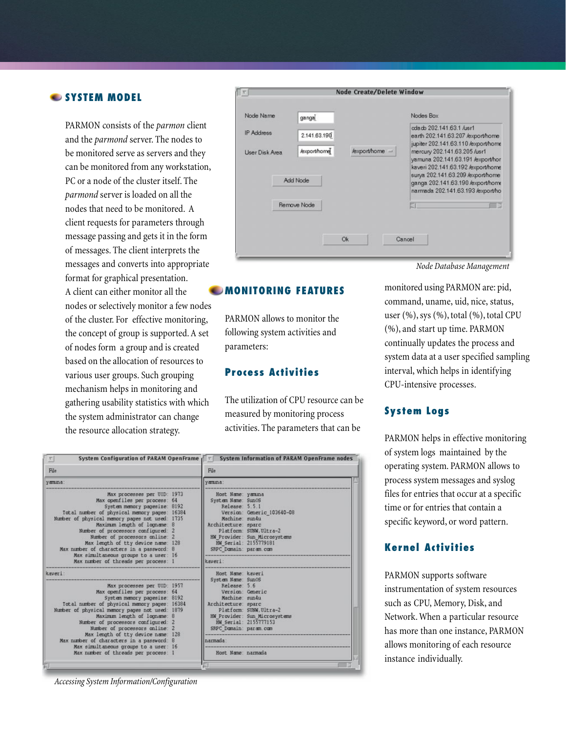## SYSTEM MODEL

PARMON consists of the *parmon* client and the *parmond* server. The nodes to be monitored serve as servers and they can be monitored from any workstation, PC or a node of the cluster itself. The *parmond* server is loaded on all the nodes that need to be monitored. A client requests for parameters through message passing and gets it in the form of messages. The client interprets the messages and converts into appropriate format for graphical presentation. A client can either monitor all the nodes or selectively monitor a few nodes of the cluster. For effective monitoring, the concept of group is supported. A set of nodes form a group and is created based on the allocation of resources to various user groups. Such grouping mechanism helps in monitoring and gathering usability statistics with which the system administrator can change the resource allocation strategy.

*Node Database Management*

## MONITORING FEATURES

PARMON allows to monitor the following system activities and parameters:

### Process Activities

The utilization of CPU resource can be measured by monitoring process activities. The parameters that can be monitored using PARMON are: pid, command, uname, uid, nice, status, user (%), sys (%), total (%), total CPU (%), and start up time. PARMON continually updates the process and system data at a user specified sampling interval, which helps in identifying CPU-intensive processes.

### System Logs

PARMON helps in effective monitoring of system logs maintained by the operating system. PARMON allows to process system messages and syslog files for entries that occur at a specific time or for entries that contain a specific keyword, or word pattern.

### Kernel Activities

PARMON supports software instrumentation of system resources such as CPU, Memory, Disk, and Network. When a particular resource has more than one instance, PARMON allows monitoring of each resource instance individually.

*Accessing System Information/Configuration*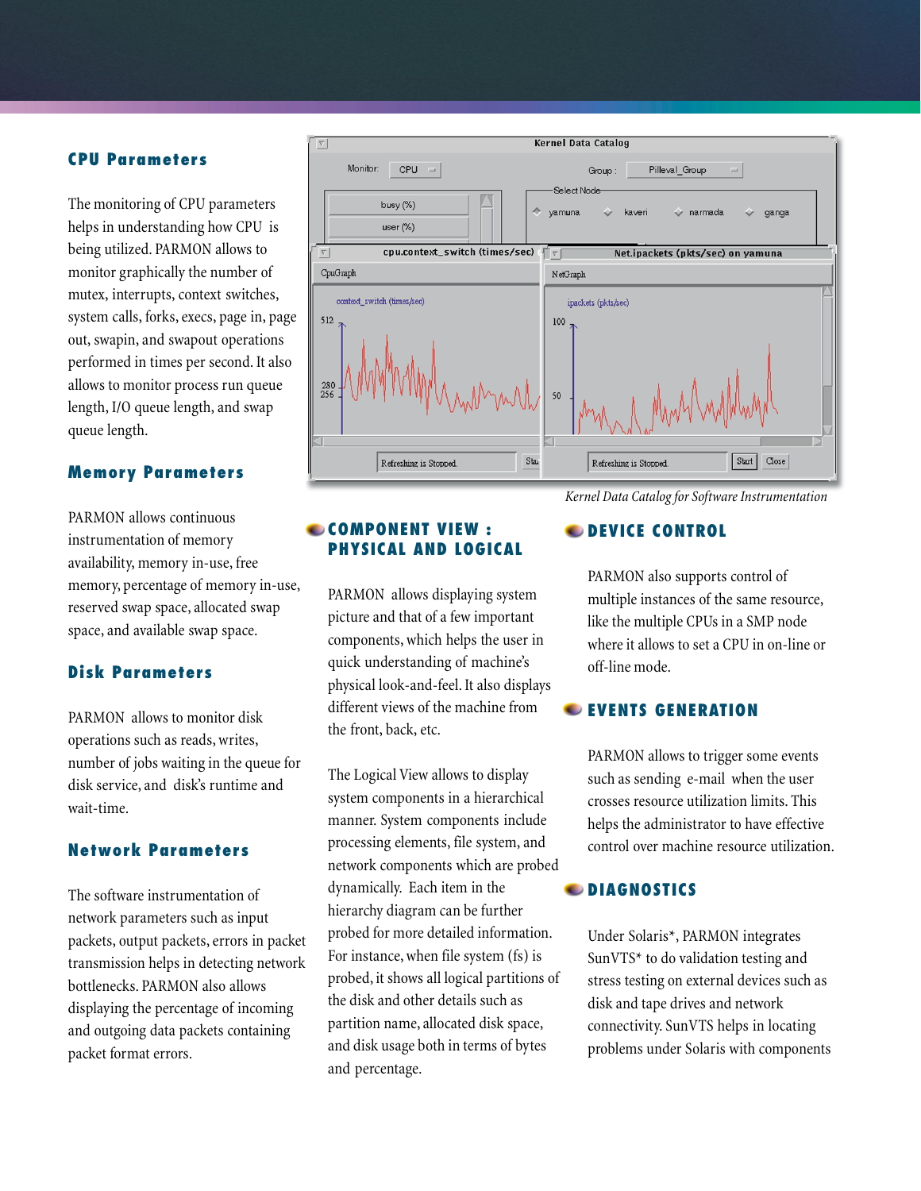## CPU Parameters

The monitoring of CPU parameters helps in understanding how CPU is being utilized. PARMON allows to monitor graphically the number of mutex, interrupts, context switches, system calls, forks, execs, page in, page out, swapin, and swapout operations performed in times per second. It also allows to monitor process run queue length, I/O queue length, and swap queue length.

## Memory Parameters

PARMON allows continuous instrumentation of memory availability, memory in-use, free memory, percentage of memory in-use, reserved swap space, allocated swap space, and available swap space.

## Disk Parameters

PARMON allows to monitor disk operations such as reads, writes, number of jobs waiting in the queue for disk service, and disk's runtime and wait-time.

## Network Parameters

The software instrumentation of network parameters such as input packets, output packets, errors in packet transmission helps in detecting network bottlenecks. PARMON also allows displaying the percentage of incoming and outgoing data packets containing packet format errors.

*Kernel Data Catalog for Software Instrumentation*

## COMPONENT VIEW : PHYSICAL AND LOGICAL

PARMON allows displaying system picture and that of a few important components, which helps the user in quick understanding of machine's physical look-and-feel. It also displays different views of the machine from the front, back, etc.

The Logical View allows to display system components in a hierarchical manner. System components include processing elements, file system, and network components which are probed dynamically. Each item in the hierarchy diagram can be further probed for more detailed information. For instance, when file system (fs) is probed, it shows all logical partitions of the disk and other details such as partition name, allocated disk space, and disk usage both in terms of bytes and percentage.

## DEVICE CONTROL

PARMON also supports control of multiple instances of the same resource, like the multiple CPUs in a SMP node where it allows to set a CPU in on-line or off-line mode.

## EVENTS GENERATION

PARMON allows to trigger some events such as sending e-mail when the user crosses resource utilization limits. This helps the administrator to have effective control over machine resource utilization.

## DIAGNOSTICS

Under Solaris*, PARMON integrates SunVTS* to do validation testing and stress testing on external devices such as disk and tape drives and network connectivity. SunVTS helps in locating problems under Solaris with components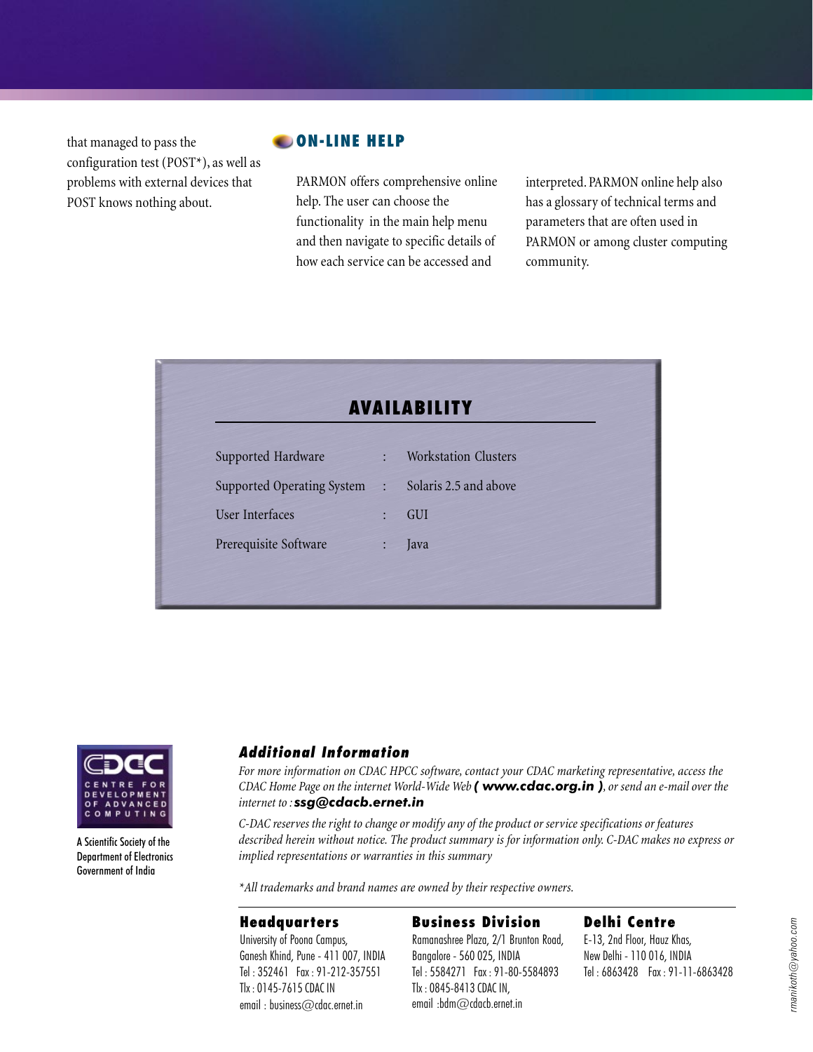that managed to pass the configuration test (POST*), as well as problems with external devices that POST knows nothing about.

## ON-LINE HELP

PARMON offers comprehensive online help. The user can choose the functionality in the main help menu and then navigate to specific details of how each service can be accessed and interpreted. PARMON online help also has a glossary of technical terms and parameters that are often used in PARMON or among cluster computing community.

## AVAILABILITY

| | | |
|---|---|---|
| Supported Hardware | : | Workstation Clusters |
| Supported Operating System | : | Solaris 2.5 and above |
| User Interfaces | : | GUI |
| Prerequisite Software | : | Java |

CDAC
CENTRE FOR DEVELOPMENT OF ADVANCED COMPUTING

A Scientific Society of the Department of Electronics Government of India

### *Additional Information*

*For more information on CDAC HPCC software, contact your CDAC marketing representative, access the CDAC Home Page on the internet World-Wide Web* ***( www.cdac.org.in )****, or send an e-mail over the internet to :* ***ssg@cdacb.ernet.in***

*C-DAC reserves the right to change or modify any of the product or service specifications or features described herein without notice. The product summary is for information only. C-DAC makes no express or implied representations or warranties in this summary*

*\*All trademarks and brand names are owned by their respective owners.*

**Headquarters**
University of Poona Campus,
Ganesh Khind, Pune - 411 007, INDIA
Tel : 352461 Fax : 91-212-357551
Tlx : 0145-7615 CDAC IN
email : business@cdac.ernet.in

**Business Division**
Ramanashree Plaza, 2/1 Brunton Road,
Bangalore - 560 025, INDIA
Tel : 5584271 Fax : 91-80-5584893
Tlx : 0845-8413 CDAC IN,
email :bdm@cdacb.ernet.in

**Delhi Centre**
E-13, 2nd Floor, Hauz Khas,
New Delhi - 110 016, INDIA
Tel : 6863428 Fax : 91-11-6863428

rmanikath@yahoo.com